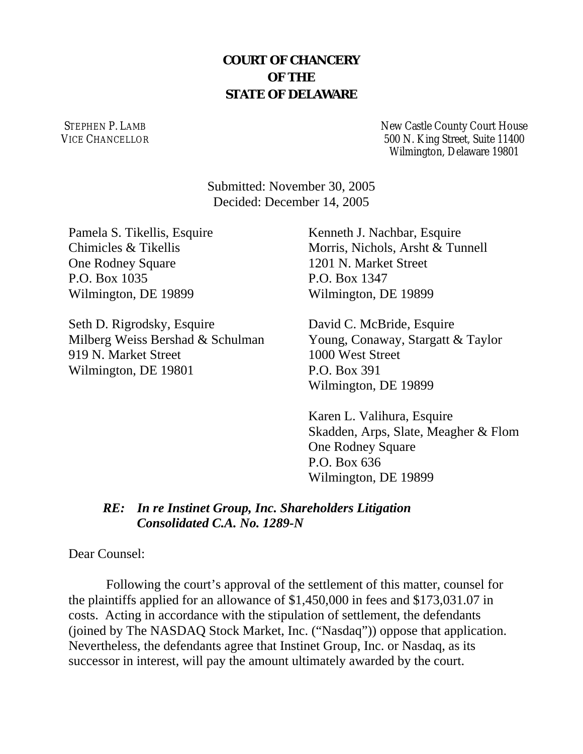**COURT OF CHANCERY**
**OF THE**
**STATE OF DELAWARE**

STEPHEN P. LAMB
VICE CHANCELLOR

New Castle County Court House
500 N. King Street, Suite 11400
Wilmington, Delaware 19801

Submitted: November 30, 2005
Decided: December 14, 2005

Pamela S. Tikellis, Esquire
Chimicles & Tikellis
One Rodney Square
P.O. Box 1035
Wilmington, DE 19899

Seth D. Rigrodsky, Esquire
Milberg Weiss Bershad & Schulman
919 N. Market Street
Wilmington, DE 19801

Kenneth J. Nachbar, Esquire
Morris, Nichols, Arsht & Tunnell
1201 N. Market Street
P.O. Box 1347
Wilmington, DE 19899

David C. McBride, Esquire
Young, Conaway, Stargatt & Taylor
1000 West Street
P.O. Box 391
Wilmington, DE 19899

Karen L. Valihura, Esquire
Skadden, Arps, Slate, Meagher & Flom
One Rodney Square
P.O. Box 636
Wilmington, DE 19899

***RE: In re Instinet Group, Inc. Shareholders Litigation***
***Consolidated C.A. No. 1289-N***

Dear Counsel:

Following the court's approval of the settlement of this matter, counsel for the plaintiffs applied for an allowance of $1,450,000 in fees and $173,031.07 in costs. Acting in accordance with the stipulation of settlement, the defendants (joined by The NASDAQ Stock Market, Inc. ("Nasdaq")) oppose that application. Nevertheless, the defendants agree that Instinet Group, Inc. or Nasdaq, as its successor in interest, will pay the amount ultimately awarded by the court.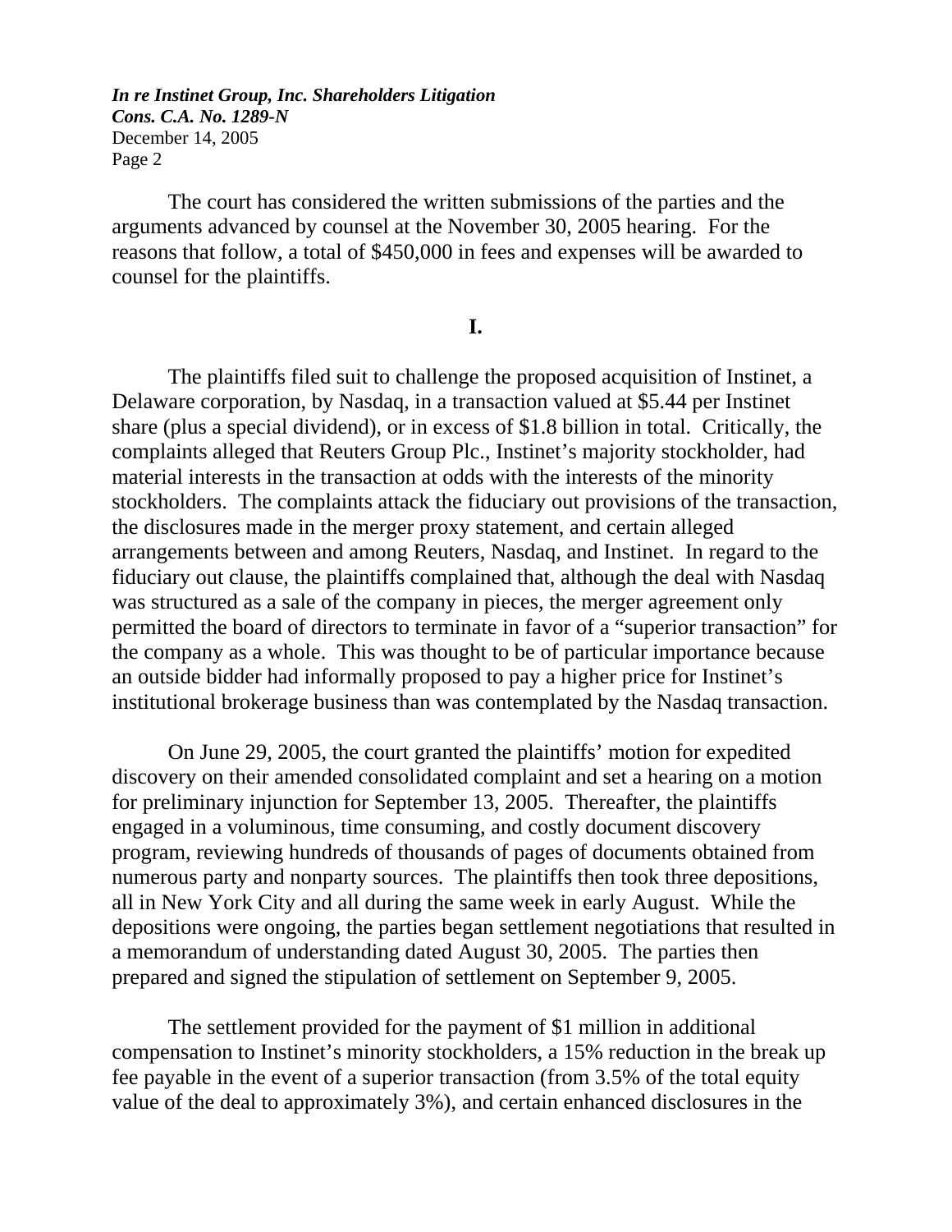The court has considered the written submissions of the parties and the arguments advanced by counsel at the November 30, 2005 hearing. For the reasons that follow, a total of $450,000 in fees and expenses will be awarded to counsel for the plaintiffs.

## I.

The plaintiffs filed suit to challenge the proposed acquisition of Instinet, a Delaware corporation, by Nasdaq, in a transaction valued at $5.44 per Instinet share (plus a special dividend), or in excess of $1.8 billion in total. Critically, the complaints alleged that Reuters Group Plc., Instinet's majority stockholder, had material interests in the transaction at odds with the interests of the minority stockholders. The complaints attack the fiduciary out provisions of the transaction, the disclosures made in the merger proxy statement, and certain alleged arrangements between and among Reuters, Nasdaq, and Instinet. In regard to the fiduciary out clause, the plaintiffs complained that, although the deal with Nasdaq was structured as a sale of the company in pieces, the merger agreement only permitted the board of directors to terminate in favor of a "superior transaction" for the company as a whole. This was thought to be of particular importance because an outside bidder had informally proposed to pay a higher price for Instinet's institutional brokerage business than was contemplated by the Nasdaq transaction.

On June 29, 2005, the court granted the plaintiffs' motion for expedited discovery on their amended consolidated complaint and set a hearing on a motion for preliminary injunction for September 13, 2005. Thereafter, the plaintiffs engaged in a voluminous, time consuming, and costly document discovery program, reviewing hundreds of thousands of pages of documents obtained from numerous party and nonparty sources. The plaintiffs then took three depositions, all in New York City and all during the same week in early August. While the depositions were ongoing, the parties began settlement negotiations that resulted in a memorandum of understanding dated August 30, 2005. The parties then prepared and signed the stipulation of settlement on September 9, 2005.

The settlement provided for the payment of $1 million in additional compensation to Instinet's minority stockholders, a 15% reduction in the break up fee payable in the event of a superior transaction (from 3.5% of the total equity value of the deal to approximately 3%), and certain enhanced disclosures in the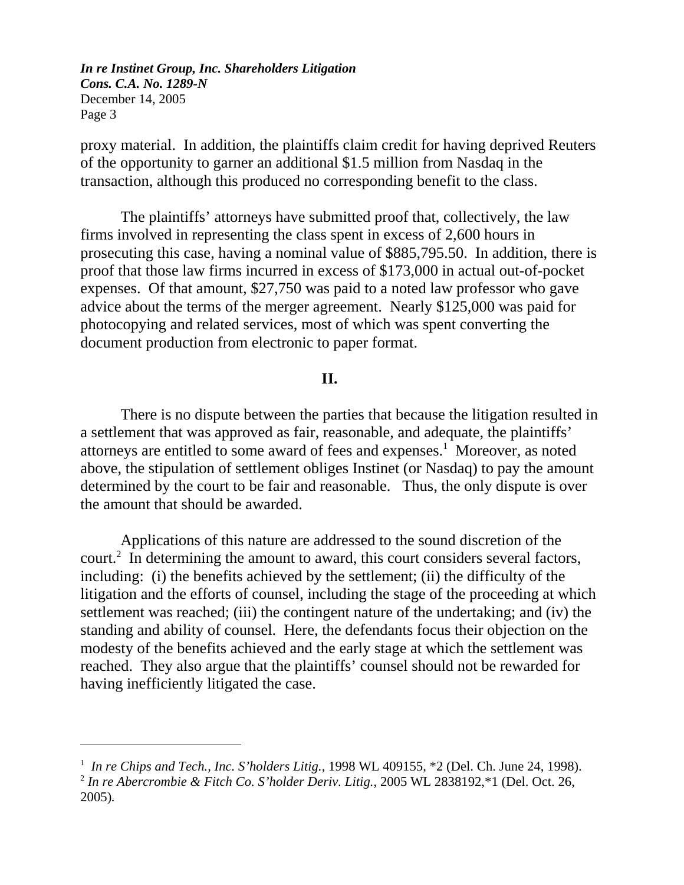proxy material. In addition, the plaintiffs claim credit for having deprived Reuters of the opportunity to garner an additional $1.5 million from Nasdaq in the transaction, although this produced no corresponding benefit to the class.

The plaintiffs' attorneys have submitted proof that, collectively, the law firms involved in representing the class spent in excess of 2,600 hours in prosecuting this case, having a nominal value of $885,795.50. In addition, there is proof that those law firms incurred in excess of $173,000 in actual out-of-pocket expenses. Of that amount, $27,750 was paid to a noted law professor who gave advice about the terms of the merger agreement. Nearly $125,000 was paid for photocopying and related services, most of which was spent converting the document production from electronic to paper format.

## II.

There is no dispute between the parties that because the litigation resulted in a settlement that was approved as fair, reasonable, and adequate, the plaintiffs' attorneys are entitled to some award of fees and expenses.[1] Moreover, as noted above, the stipulation of settlement obliges Instinet (or Nasdaq) to pay the amount determined by the court to be fair and reasonable. Thus, the only dispute is over the amount that should be awarded.

Applications of this nature are addressed to the sound discretion of the court.[2] In determining the amount to award, this court considers several factors, including: (i) the benefits achieved by the settlement; (ii) the difficulty of the litigation and the efforts of counsel, including the stage of the proceeding at which settlement was reached; (iii) the contingent nature of the undertaking; and (iv) the standing and ability of counsel. Here, the defendants focus their objection on the modesty of the benefits achieved and the early stage at which the settlement was reached. They also argue that the plaintiffs' counsel should not be rewarded for having inefficiently litigated the case.

---

[1] *In re Chips and Tech., Inc. S'holders Litig.*, 1998 WL 409155, *2 (Del. Ch. June 24, 1998).

[2] *In re Abercrombie & Fitch Co. S'holder Deriv. Litig.*, 2005 WL 2838192,*1 (Del. Oct. 26, 2005).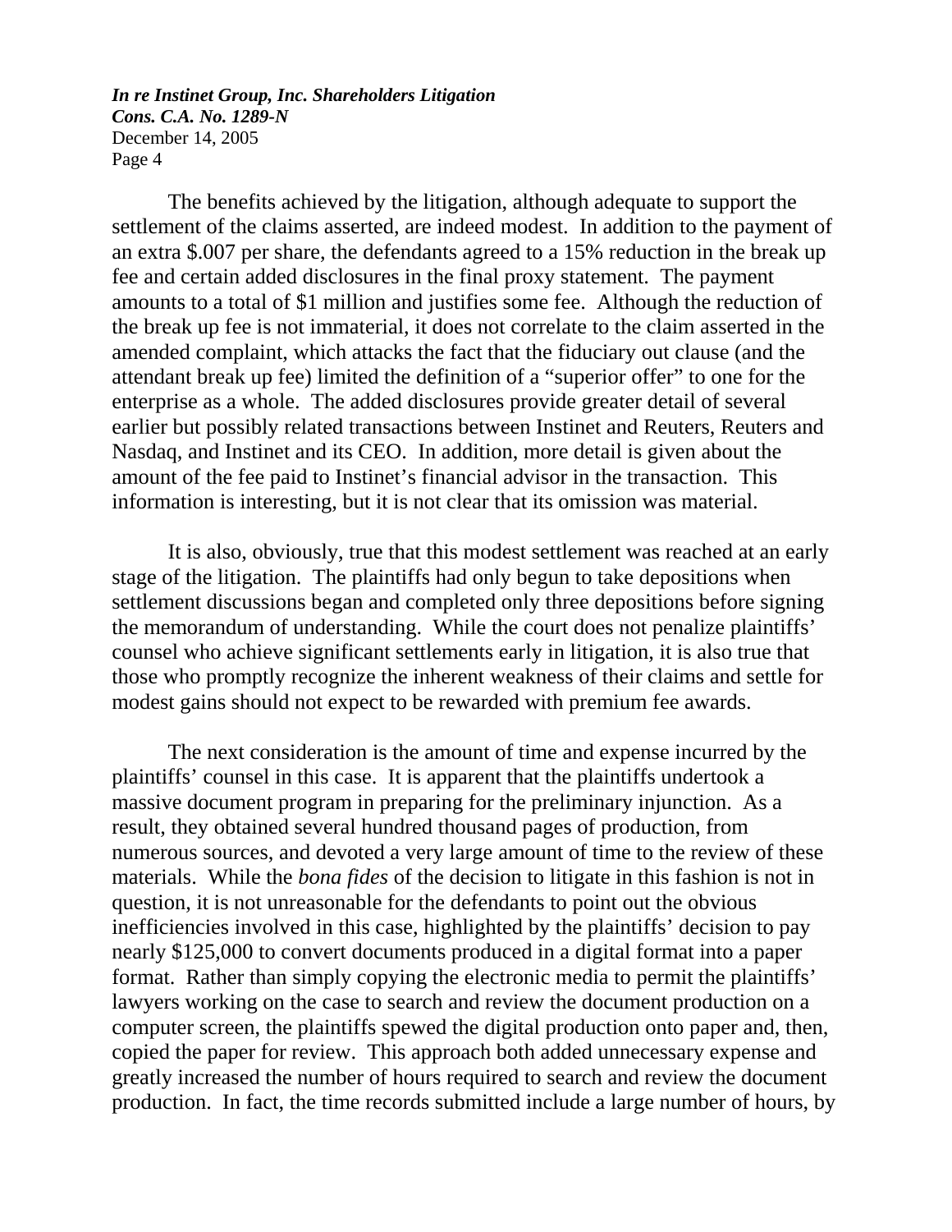The benefits achieved by the litigation, although adequate to support the settlement of the claims asserted, are indeed modest. In addition to the payment of an extra $.007 per share, the defendants agreed to a 15% reduction in the break up fee and certain added disclosures in the final proxy statement. The payment amounts to a total of $1 million and justifies some fee. Although the reduction of the break up fee is not immaterial, it does not correlate to the claim asserted in the amended complaint, which attacks the fact that the fiduciary out clause (and the attendant break up fee) limited the definition of a "superior offer" to one for the enterprise as a whole. The added disclosures provide greater detail of several earlier but possibly related transactions between Instinet and Reuters, Reuters and Nasdaq, and Instinet and its CEO. In addition, more detail is given about the amount of the fee paid to Instinet's financial advisor in the transaction. This information is interesting, but it is not clear that its omission was material.

It is also, obviously, true that this modest settlement was reached at an early stage of the litigation. The plaintiffs had only begun to take depositions when settlement discussions began and completed only three depositions before signing the memorandum of understanding. While the court does not penalize plaintiffs' counsel who achieve significant settlements early in litigation, it is also true that those who promptly recognize the inherent weakness of their claims and settle for modest gains should not expect to be rewarded with premium fee awards.

The next consideration is the amount of time and expense incurred by the plaintiffs' counsel in this case. It is apparent that the plaintiffs undertook a massive document program in preparing for the preliminary injunction. As a result, they obtained several hundred thousand pages of production, from numerous sources, and devoted a very large amount of time to the review of these materials. While the *bona fides* of the decision to litigate in this fashion is not in question, it is not unreasonable for the defendants to point out the obvious inefficiencies involved in this case, highlighted by the plaintiffs' decision to pay nearly $125,000 to convert documents produced in a digital format into a paper format. Rather than simply copying the electronic media to permit the plaintiffs' lawyers working on the case to search and review the document production on a computer screen, the plaintiffs spewed the digital production onto paper and, then, copied the paper for review. This approach both added unnecessary expense and greatly increased the number of hours required to search and review the document production. In fact, the time records submitted include a large number of hours, by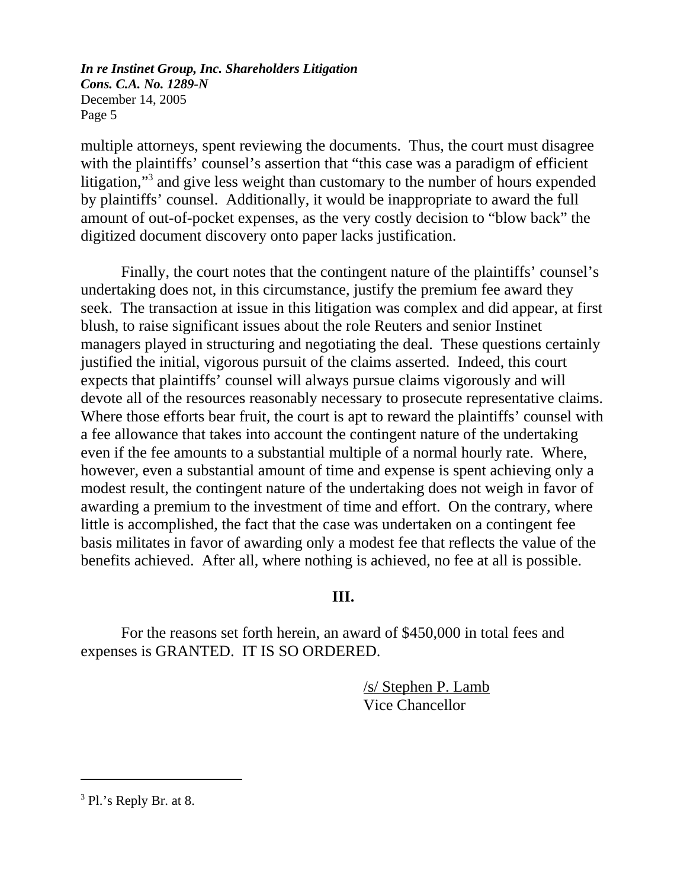multiple attorneys, spent reviewing the documents. Thus, the court must disagree with the plaintiffs' counsel's assertion that "this case was a paradigm of efficient litigation,"[3] and give less weight than customary to the number of hours expended by plaintiffs' counsel. Additionally, it would be inappropriate to award the full amount of out-of-pocket expenses, as the very costly decision to "blow back" the digitized document discovery onto paper lacks justification.

Finally, the court notes that the contingent nature of the plaintiffs' counsel's undertaking does not, in this circumstance, justify the premium fee award they seek. The transaction at issue in this litigation was complex and did appear, at first blush, to raise significant issues about the role Reuters and senior Instinet managers played in structuring and negotiating the deal. These questions certainly justified the initial, vigorous pursuit of the claims asserted. Indeed, this court expects that plaintiffs' counsel will always pursue claims vigorously and will devote all of the resources reasonably necessary to prosecute representative claims. Where those efforts bear fruit, the court is apt to reward the plaintiffs' counsel with a fee allowance that takes into account the contingent nature of the undertaking even if the fee amounts to a substantial multiple of a normal hourly rate. Where, however, even a substantial amount of time and expense is spent achieving only a modest result, the contingent nature of the undertaking does not weigh in favor of awarding a premium to the investment of time and effort. On the contrary, where little is accomplished, the fact that the case was undertaken on a contingent fee basis militates in favor of awarding only a modest fee that reflects the value of the benefits achieved. After all, where nothing is achieved, no fee at all is possible.

## III.

For the reasons set forth herein, an award of $450,000 in total fees and expenses is GRANTED. IT IS SO ORDERED.

/s/ Stephen P. Lamb
Vice Chancellor

---

[3] Pl.'s Reply Br. at 8.